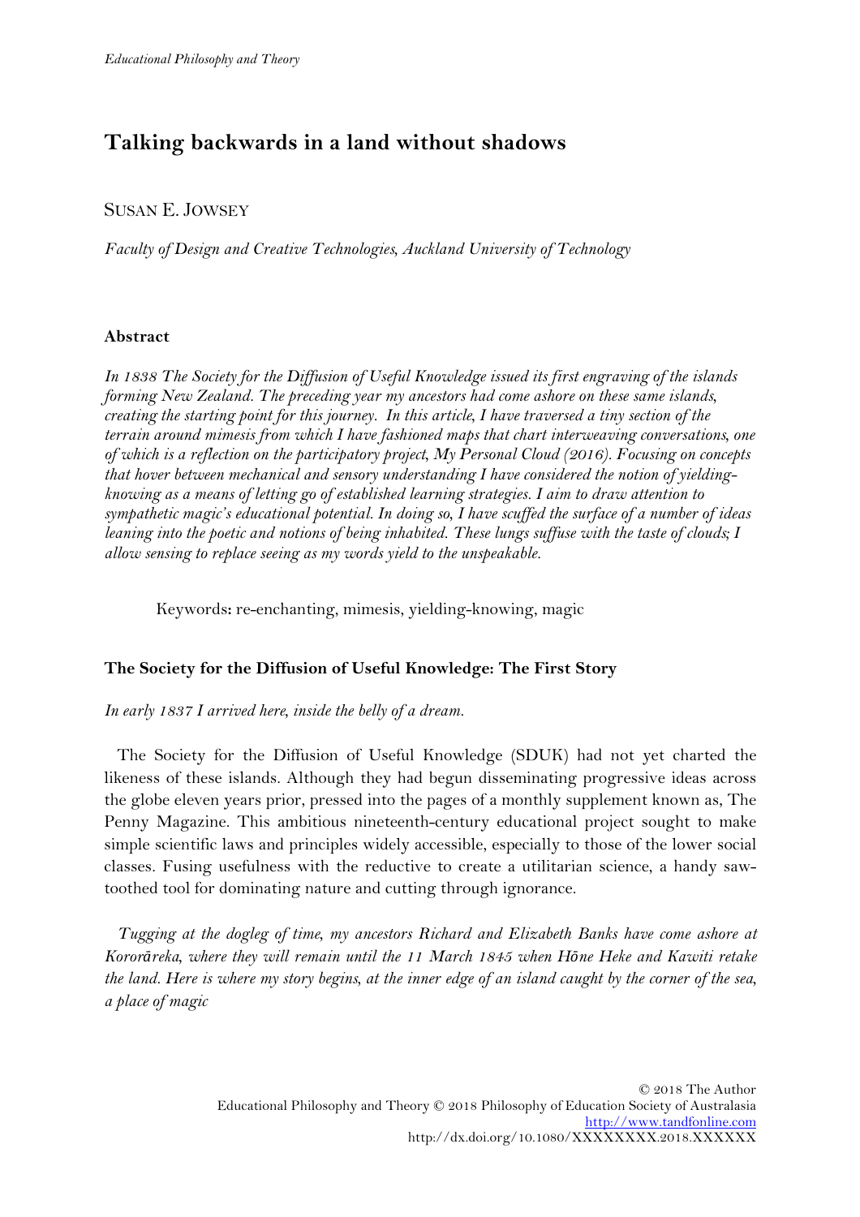# Talking backwards in a land without shadows

SUSAN E. JOWSEY

*Faculty of Design and Creative Technologies, Auckland University of Technology*

## Abstract

*In 1838 The Society for the Diffusion of Useful Knowledge issued its first engraving of the islands forming New Zealand. The preceding year my ancestors had come ashore on these same islands, creating the starting point for this journey. In this article, I have traversed a tiny section of the terrain around mimesis from which I have fashioned maps that chart interweaving conversations, one of which is a reflection on the participatory project, My Personal Cloud (2016). Focusing on concepts that hover between mechanical and sensory understanding I have considered the notion of yielding-knowing as a means of letting go of established learning strategies. I aim to draw attention to sympathetic magic's educational potential. In doing so, I have scuffed the surface of a number of ideas leaning into the poetic and notions of being inhabited. These lungs suffuse with the taste of clouds; I allow sensing to replace seeing as my words yield to the unspeakable.*

Keywords**:** re-enchanting, mimesis, yielding-knowing, magic

## The Society for the Diffusion of Useful Knowledge: The First Story

*In early 1837 I arrived here, inside the belly of a dream.*

The Society for the Diffusion of Useful Knowledge (SDUK) had not yet charted the likeness of these islands. Although they had begun disseminating progressive ideas across the globe eleven years prior, pressed into the pages of a monthly supplement known as, The Penny Magazine. This ambitious nineteenth-century educational project sought to make simple scientific laws and principles widely accessible, especially to those of the lower social classes. Fusing usefulness with the reductive to create a utilitarian science, a handy saw-toothed tool for dominating nature and cutting through ignorance.

*Tugging at the dogleg of time, my ancestors Richard and Elizabeth Banks have come ashore at Kororāreka, where they will remain until the 11 March 1845 when Hōne Heke and Kawiti retake the land. Here is where my story begins, at the inner edge of an island caught by the corner of the sea, a place of magic*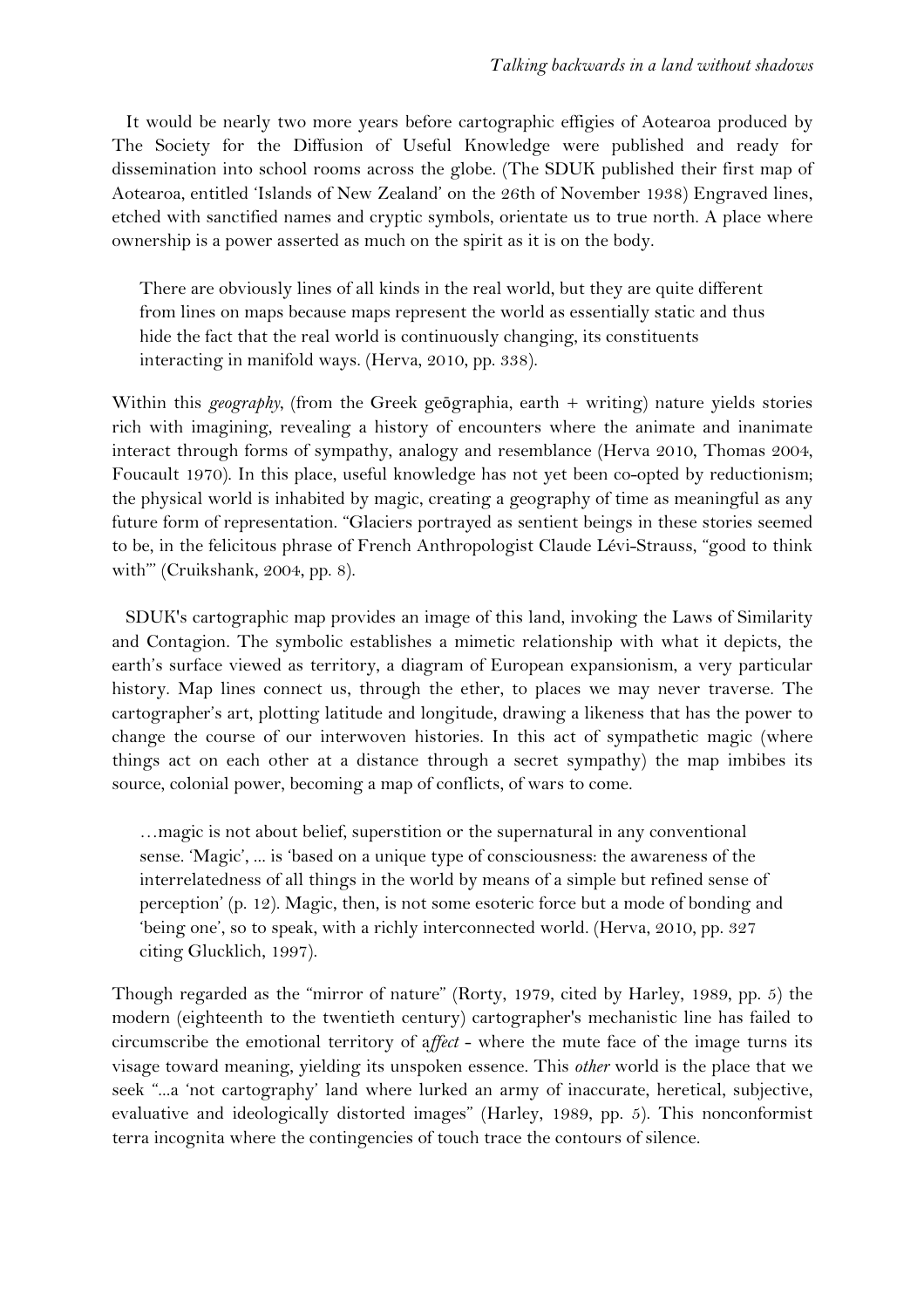It would be nearly two more years before cartographic effigies of Aotearoa produced by The Society for the Diffusion of Useful Knowledge were published and ready for dissemination into school rooms across the globe. (The SDUK published their first map of Aotearoa, entitled 'Islands of New Zealand' on the 26th of November 1938) Engraved lines, etched with sanctified names and cryptic symbols, orientate us to true north. A place where ownership is a power asserted as much on the spirit as it is on the body.

> There are obviously lines of all kinds in the real world, but they are quite different from lines on maps because maps represent the world as essentially static and thus hide the fact that the real world is continuously changing, its constituents interacting in manifold ways. (Herva, 2010, pp. 338).

Within this *geography*, (from the Greek geōgraphia, earth + writing) nature yields stories rich with imagining, revealing a history of encounters where the animate and inanimate interact through forms of sympathy, analogy and resemblance (Herva 2010, Thomas 2004, Foucault 1970). In this place, useful knowledge has not yet been co-opted by reductionism; the physical world is inhabited by magic, creating a geography of time as meaningful as any future form of representation. "Glaciers portrayed as sentient beings in these stories seemed to be, in the felicitous phrase of French Anthropologist Claude Lévi-Strauss, "good to think with"' (Cruikshank, 2004, pp. 8).

SDUK's cartographic map provides an image of this land, invoking the Laws of Similarity and Contagion. The symbolic establishes a mimetic relationship with what it depicts, the earth's surface viewed as territory, a diagram of European expansionism, a very particular history. Map lines connect us, through the ether, to places we may never traverse. The cartographer's art, plotting latitude and longitude, drawing a likeness that has the power to change the course of our interwoven histories. In this act of sympathetic magic (where things act on each other at a distance through a secret sympathy) the map imbibes its source, colonial power, becoming a map of conflicts, of wars to come.

> …magic is not about belief, superstition or the supernatural in any conventional sense. 'Magic', ... is 'based on a unique type of consciousness: the awareness of the interrelatedness of all things in the world by means of a simple but refined sense of perception' (p. 12). Magic, then, is not some esoteric force but a mode of bonding and 'being one', so to speak, with a richly interconnected world. (Herva, 2010, pp. 327 citing Glucklich, 1997).

Though regarded as the "mirror of nature" (Rorty, 1979, cited by Harley, 1989, pp. 5) the modern (eighteenth to the twentieth century) cartographer's mechanistic line has failed to circumscribe the emotional territory of a*ffect* - where the mute face of the image turns its visage toward meaning, yielding its unspoken essence. This *other* world is the place that we seek "...a 'not cartography' land where lurked an army of inaccurate, heretical, subjective, evaluative and ideologically distorted images" (Harley, 1989, pp. 5). This nonconformist terra incognita where the contingencies of touch trace the contours of silence.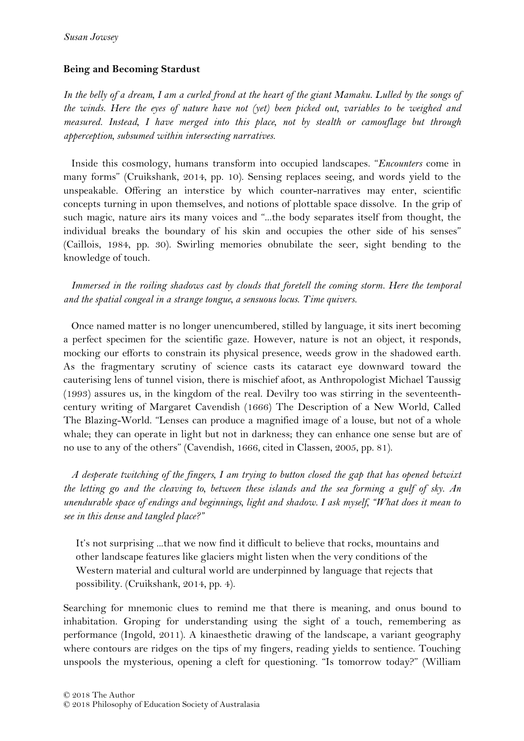**Being and Becoming Stardust**

*In the belly of a dream, I am a curled frond at the heart of the giant Mamaku. Lulled by the songs of the winds. Here the eyes of nature have not (yet) been picked out, variables to be weighed and measured. Instead, I have merged into this place, not by stealth or camouflage but through apperception, subsumed within intersecting narratives.*

Inside this cosmology, humans transform into occupied landscapes. "*Encounters* come in many forms" (Cruikshank, 2014, pp. 10). Sensing replaces seeing, and words yield to the unspeakable. Offering an interstice by which counter-narratives may enter, scientific concepts turning in upon themselves, and notions of plottable space dissolve. In the grip of such magic, nature airs its many voices and "...the body separates itself from thought, the individual breaks the boundary of his skin and occupies the other side of his senses" (Caillois, 1984, pp. 30). Swirling memories obnubilate the seer, sight bending to the knowledge of touch.

*Immersed in the roiling shadows cast by clouds that foretell the coming storm. Here the temporal and the spatial congeal in a strange tongue, a sensuous locus. Time quivers.*

Once named matter is no longer unencumbered, stilled by language, it sits inert becoming a perfect specimen for the scientific gaze. However, nature is not an object, it responds, mocking our efforts to constrain its physical presence, weeds grow in the shadowed earth. As the fragmentary scrutiny of science casts its cataract eye downward toward the cauterising lens of tunnel vision, there is mischief afoot, as Anthropologist Michael Taussig (1993) assures us, in the kingdom of the real. Devilry too was stirring in the seventeenth-century writing of Margaret Cavendish (1666) The Description of a New World, Called The Blazing-World. "Lenses can produce a magnified image of a louse, but not of a whole whale; they can operate in light but not in darkness; they can enhance one sense but are of no use to any of the others" (Cavendish, 1666, cited in Classen, 2005, pp. 81).

*A desperate twitching of the fingers, I am trying to button closed the gap that has opened betwixt the letting go and the cleaving to, between these islands and the sea forming a gulf of sky. An unendurable space of endings and beginnings, light and shadow. I ask myself, "What does it mean to see in this dense and tangled place?"*

> It's not surprising ...that we now find it difficult to believe that rocks, mountains and other landscape features like glaciers might listen when the very conditions of the Western material and cultural world are underpinned by language that rejects that possibility. (Cruikshank, 2014, pp. 4).

Searching for mnemonic clues to remind me that there is meaning, and onus bound to inhabitation. Groping for understanding using the sight of a touch, remembering as performance (Ingold, 2011). A kinaesthetic drawing of the landscape, a variant geography where contours are ridges on the tips of my fingers, reading yields to sentience. Touching unspools the mysterious, opening a cleft for questioning. "Is tomorrow today?" (William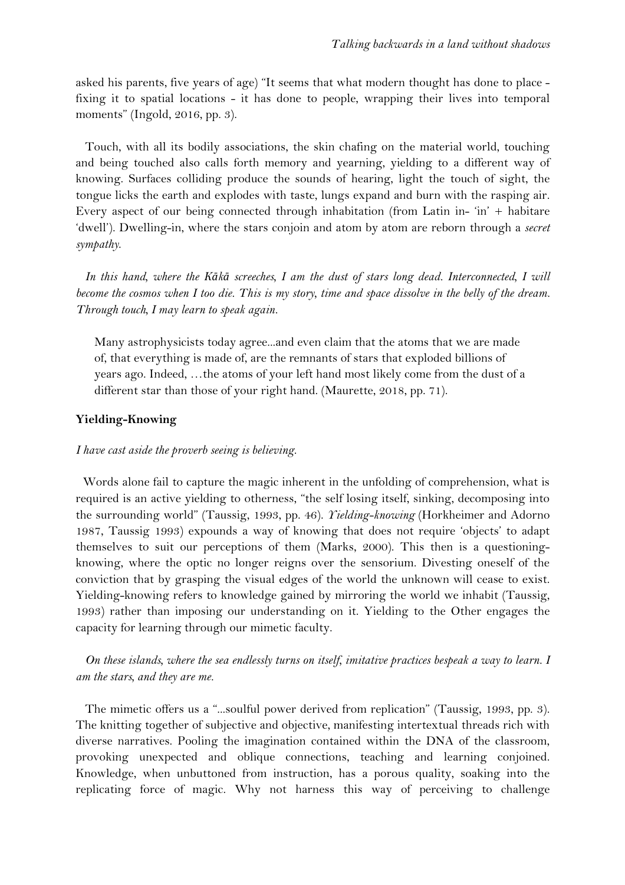asked his parents, five years of age) "It seems that what modern thought has done to place - fixing it to spatial locations - it has done to people, wrapping their lives into temporal moments" (Ingold, 2016, pp. 3).

Touch, with all its bodily associations, the skin chafing on the material world, touching and being touched also calls forth memory and yearning, yielding to a different way of knowing. Surfaces colliding produce the sounds of hearing, light the touch of sight, the tongue licks the earth and explodes with taste, lungs expand and burn with the rasping air. Every aspect of our being connected through inhabitation (from Latin in- 'in' + habitare 'dwell'). Dwelling-in, where the stars conjoin and atom by atom are reborn through a *secret sympathy*.

*In this hand, where the Kākā screeches, I am the dust of stars long dead. Interconnected, I will become the cosmos when I too die. This is my story, time and space dissolve in the belly of the dream. Through touch, I may learn to speak again.*

> Many astrophysicists today agree...and even claim that the atoms that we are made of, that everything is made of, are the remnants of stars that exploded billions of years ago. Indeed, …the atoms of your left hand most likely come from the dust of a different star than those of your right hand. (Maurette, 2018, pp. 71).

**Yielding-Knowing**

*I have cast aside the proverb seeing is believing.*

Words alone fail to capture the magic inherent in the unfolding of comprehension, what is required is an active yielding to otherness, "the self losing itself, sinking, decomposing into the surrounding world" (Taussig, 1993, pp. 46). *Yielding-knowing* (Horkheimer and Adorno 1987, Taussig 1993) expounds a way of knowing that does not require 'objects' to adapt themselves to suit our perceptions of them (Marks, 2000). This then is a questioning-knowing, where the optic no longer reigns over the sensorium. Divesting oneself of the conviction that by grasping the visual edges of the world the unknown will cease to exist. Yielding-knowing refers to knowledge gained by mirroring the world we inhabit (Taussig, 1993) rather than imposing our understanding on it. Yielding to the Other engages the capacity for learning through our mimetic faculty.

*On these islands, where the sea endlessly turns on itself, imitative practices bespeak a way to learn. I am the stars, and they are me.*

The mimetic offers us a "...soulful power derived from replication" (Taussig, 1993, pp. 3). The knitting together of subjective and objective, manifesting intertextual threads rich with diverse narratives. Pooling the imagination contained within the DNA of the classroom, provoking unexpected and oblique connections, teaching and learning conjoined. Knowledge, when unbuttoned from instruction, has a porous quality, soaking into the replicating force of magic. Why not harness this way of perceiving to challenge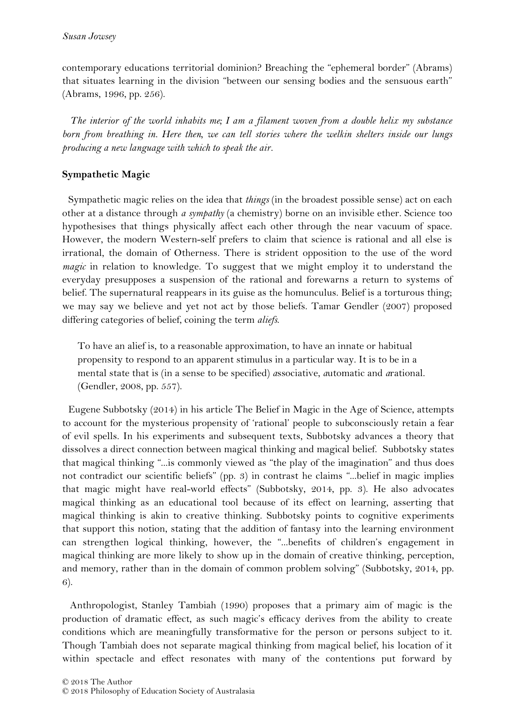contemporary educations territorial dominion? Breaching the "ephemeral border" (Abrams) that situates learning in the division "between our sensing bodies and the sensuous earth" (Abrams, 1996, pp. 256).

*The interior of the world inhabits me; I am a filament woven from a double helix my substance born from breathing in. Here then, we can tell stories where the welkin shelters inside our lungs producing a new language with which to speak the air.*

## Sympathetic Magic

Sympathetic magic relies on the idea that *things* (in the broadest possible sense) act on each other at a distance through *a sympathy* (a chemistry) borne on an invisible ether. Science too hypothesises that things physically affect each other through the near vacuum of space. However, the modern Western-self prefers to claim that science is rational and all else is irrational, the domain of Otherness. There is strident opposition to the use of the word *magic* in relation to knowledge. To suggest that we might employ it to understand the everyday presupposes a suspension of the rational and forewarns a return to systems of belief. The supernatural reappears in its guise as the homunculus. Belief is a torturous thing; we may say we believe and yet not act by those beliefs. Tamar Gendler (2007) proposed differing categories of belief, coining the term *aliefs*.

> To have an alief is, to a reasonable approximation, to have an innate or habitual propensity to respond to an apparent stimulus in a particular way. It is to be in a mental state that is (in a sense to be specified) *a*ssociative, *a*utomatic and *a*rational. (Gendler, 2008, pp. 557).

Eugene Subbotsky (2014) in his article The Belief in Magic in the Age of Science, attempts to account for the mysterious propensity of 'rational' people to subconsciously retain a fear of evil spells. In his experiments and subsequent texts, Subbotsky advances a theory that dissolves a direct connection between magical thinking and magical belief. Subbotsky states that magical thinking "...is commonly viewed as "the play of the imagination" and thus does not contradict our scientific beliefs" (pp. 3) in contrast he claims "...belief in magic implies that magic might have real-world effects" (Subbotsky, 2014, pp. 3). He also advocates magical thinking as an educational tool because of its effect on learning, asserting that magical thinking is akin to creative thinking. Subbotsky points to cognitive experiments that support this notion, stating that the addition of fantasy into the learning environment can strengthen logical thinking, however, the "...benefits of children's engagement in magical thinking are more likely to show up in the domain of creative thinking, perception, and memory, rather than in the domain of common problem solving" (Subbotsky, 2014, pp. 6).

Anthropologist, Stanley Tambiah (1990) proposes that a primary aim of magic is the production of dramatic effect, as such magic's efficacy derives from the ability to create conditions which are meaningfully transformative for the person or persons subject to it. Though Tambiah does not separate magical thinking from magical belief, his location of it within spectacle and effect resonates with many of the contentions put forward by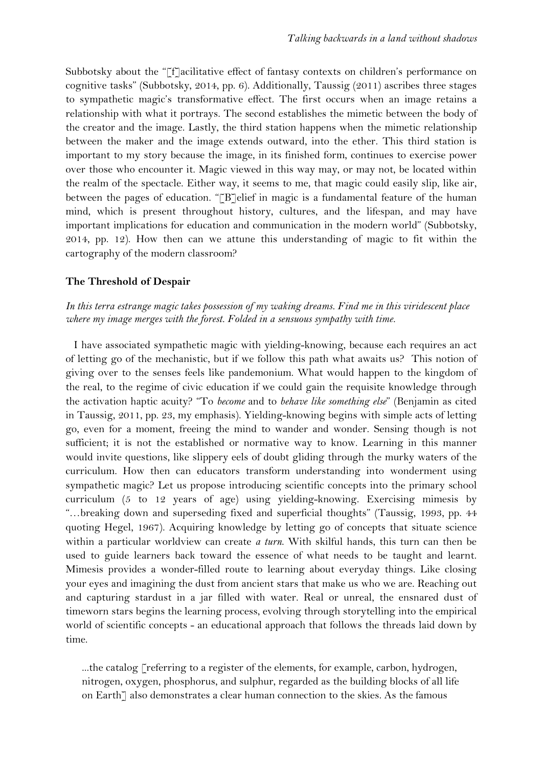Subbotsky about the "[f]acilitative effect of fantasy contexts on children's performance on cognitive tasks" (Subbotsky, 2014, pp. 6). Additionally, Taussig (2011) ascribes three stages to sympathetic magic's transformative effect. The first occurs when an image retains a relationship with what it portrays. The second establishes the mimetic between the body of the creator and the image. Lastly, the third station happens when the mimetic relationship between the maker and the image extends outward, into the ether. This third station is important to my story because the image, in its finished form, continues to exercise power over those who encounter it. Magic viewed in this way may, or may not, be located within the realm of the spectacle. Either way, it seems to me, that magic could easily slip, like air, between the pages of education. "[B]elief in magic is a fundamental feature of the human mind, which is present throughout history, cultures, and the lifespan, and may have important implications for education and communication in the modern world" (Subbotsky, 2014, pp. 12). How then can we attune this understanding of magic to fit within the cartography of the modern classroom?

## The Threshold of Despair

*In this terra estrange magic takes possession of my waking dreams. Find me in this viridescent place where my image merges with the forest. Folded in a sensuous sympathy with time.*

I have associated sympathetic magic with yielding-knowing, because each requires an act of letting go of the mechanistic, but if we follow this path what awaits us? This notion of giving over to the senses feels like pandemonium. What would happen to the kingdom of the real, to the regime of civic education if we could gain the requisite knowledge through the activation haptic acuity? "To *become* and to *behave like something else*" (Benjamin as cited in Taussig, 2011, pp. 23, my emphasis). Yielding-knowing begins with simple acts of letting go, even for a moment, freeing the mind to wander and wonder. Sensing though is not sufficient; it is not the established or normative way to know. Learning in this manner would invite questions, like slippery eels of doubt gliding through the murky waters of the curriculum. How then can educators transform understanding into wonderment using sympathetic magic? Let us propose introducing scientific concepts into the primary school curriculum (5 to 12 years of age) using yielding-knowing. Exercising mimesis by "…breaking down and superseding fixed and superficial thoughts" (Taussig, 1993, pp. 44 quoting Hegel, 1967). Acquiring knowledge by letting go of concepts that situate science within a particular worldview can create *a turn*. With skilful hands, this turn can then be used to guide learners back toward the essence of what needs to be taught and learnt. Mimesis provides a wonder-filled route to learning about everyday things. Like closing your eyes and imagining the dust from ancient stars that make us who we are. Reaching out and capturing stardust in a jar filled with water. Real or unreal, the ensnared dust of timeworn stars begins the learning process, evolving through storytelling into the empirical world of scientific concepts - an educational approach that follows the threads laid down by time.

> ...the catalog [referring to a register of the elements, for example, carbon, hydrogen, nitrogen, oxygen, phosphorus, and sulphur, regarded as the building blocks of all life on Earth] also demonstrates a clear human connection to the skies. As the famous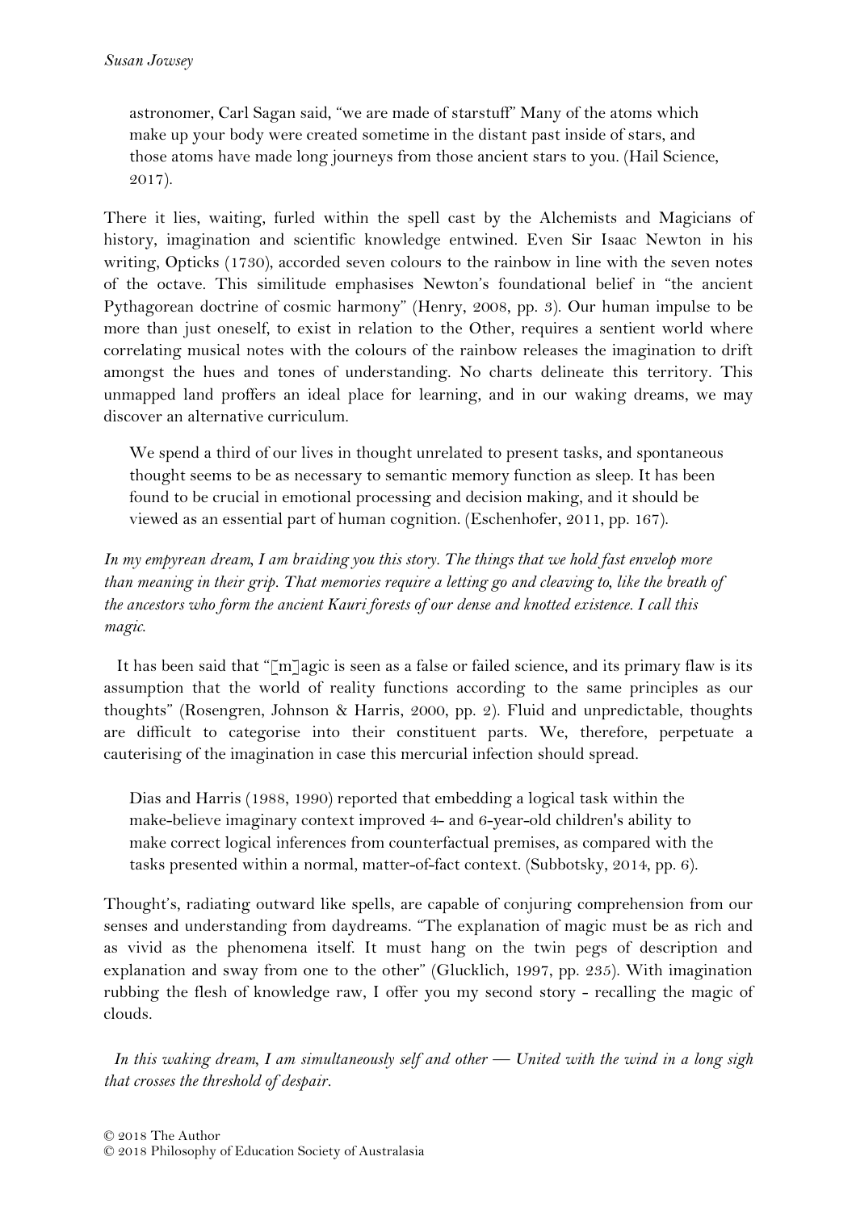> astronomer, Carl Sagan said, "we are made of starstuff" Many of the atoms which make up your body were created sometime in the distant past inside of stars, and those atoms have made long journeys from those ancient stars to you. (Hail Science, 2017).

There it lies, waiting, furled within the spell cast by the Alchemists and Magicians of history, imagination and scientific knowledge entwined. Even Sir Isaac Newton in his writing, Opticks (1730), accorded seven colours to the rainbow in line with the seven notes of the octave. This similitude emphasises Newton's foundational belief in "the ancient Pythagorean doctrine of cosmic harmony" (Henry, 2008, pp. 3). Our human impulse to be more than just oneself, to exist in relation to the Other, requires a sentient world where correlating musical notes with the colours of the rainbow releases the imagination to drift amongst the hues and tones of understanding. No charts delineate this territory. This unmapped land proffers an ideal place for learning, and in our waking dreams, we may discover an alternative curriculum.

> We spend a third of our lives in thought unrelated to present tasks, and spontaneous thought seems to be as necessary to semantic memory function as sleep. It has been found to be crucial in emotional processing and decision making, and it should be viewed as an essential part of human cognition. (Eschenhofer, 2011, pp. 167).

*In my empyrean dream, I am braiding you this story. The things that we hold fast envelop more than meaning in their grip. That memories require a letting go and cleaving to, like the breath of the ancestors who form the ancient Kauri forests of our dense and knotted existence. I call this magic.*

It has been said that "[m]agic is seen as a false or failed science, and its primary flaw is its assumption that the world of reality functions according to the same principles as our thoughts" (Rosengren, Johnson & Harris, 2000, pp. 2). Fluid and unpredictable, thoughts are difficult to categorise into their constituent parts. We, therefore, perpetuate a cauterising of the imagination in case this mercurial infection should spread.

> Dias and Harris (1988, 1990) reported that embedding a logical task within the make-believe imaginary context improved 4- and 6-year-old children's ability to make correct logical inferences from counterfactual premises, as compared with the tasks presented within a normal, matter-of-fact context. (Subbotsky, 2014, pp. 6).

Thought's, radiating outward like spells, are capable of conjuring comprehension from our senses and understanding from daydreams. "The explanation of magic must be as rich and as vivid as the phenomena itself. It must hang on the twin pegs of description and explanation and sway from one to the other" (Glucklich, 1997, pp. 235). With imagination rubbing the flesh of knowledge raw, I offer you my second story - recalling the magic of clouds.

*In this waking dream, I am simultaneously self and other — United with the wind in a long sigh that crosses the threshold of despair.*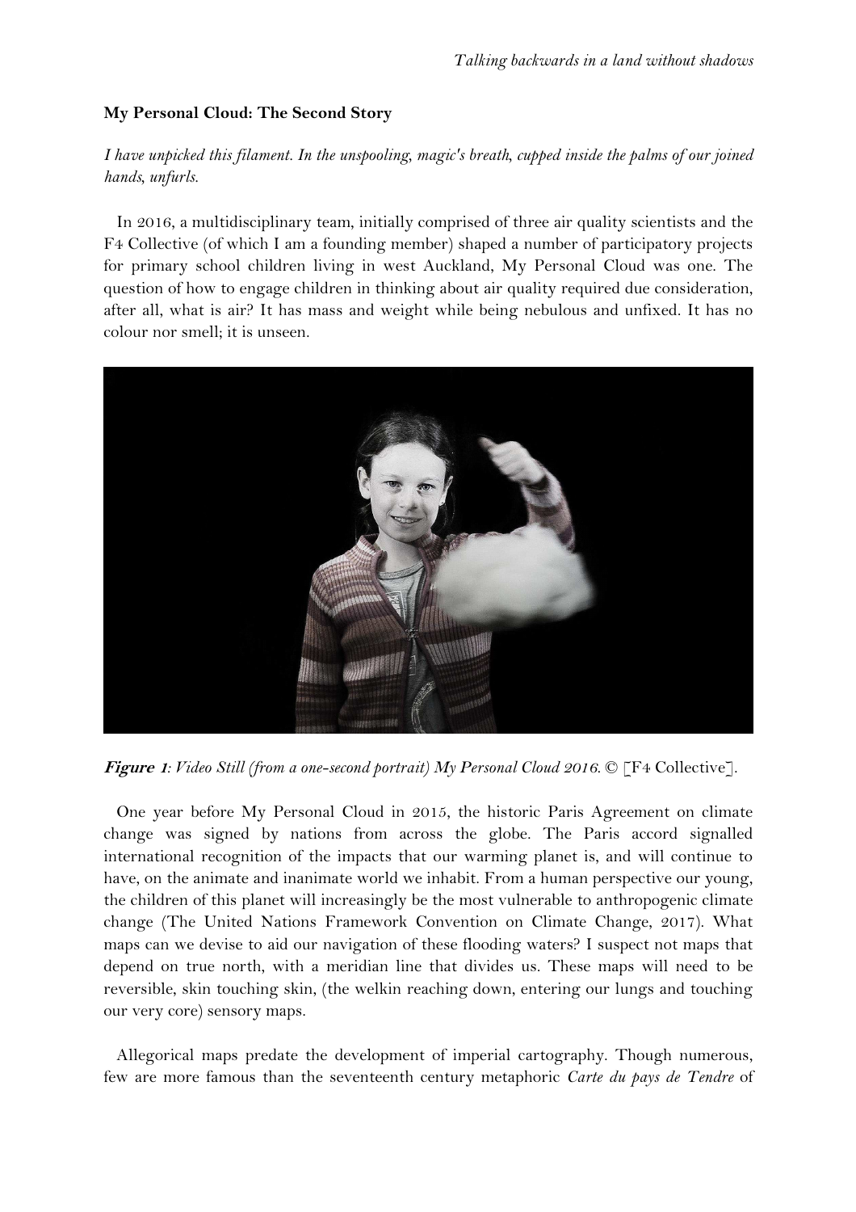**My Personal Cloud: The Second Story**

*I have unpicked this filament. In the unspooling, magic's breath, cupped inside the palms of our joined hands, unfurls.*

In 2016, a multidisciplinary team, initially comprised of three air quality scientists and the F4 Collective (of which I am a founding member) shaped a number of participatory projects for primary school children living in west Auckland, My Personal Cloud was one. The question of how to engage children in thinking about air quality required due consideration, after all, what is air? It has mass and weight while being nebulous and unfixed. It has no colour nor smell; it is unseen.

***Figure 1****: Video Still (from a one-second portrait) My Personal Cloud 2016.* © [F4 Collective].

One year before My Personal Cloud in 2015, the historic Paris Agreement on climate change was signed by nations from across the globe. The Paris accord signalled international recognition of the impacts that our warming planet is, and will continue to have, on the animate and inanimate world we inhabit. From a human perspective our young, the children of this planet will increasingly be the most vulnerable to anthropogenic climate change (The United Nations Framework Convention on Climate Change, 2017). What maps can we devise to aid our navigation of these flooding waters? I suspect not maps that depend on true north, with a meridian line that divides us. These maps will need to be reversible, skin touching skin, (the welkin reaching down, entering our lungs and touching our very core) sensory maps.

Allegorical maps predate the development of imperial cartography. Though numerous, few are more famous than the seventeenth century metaphoric *Carte du pays de Tendre* of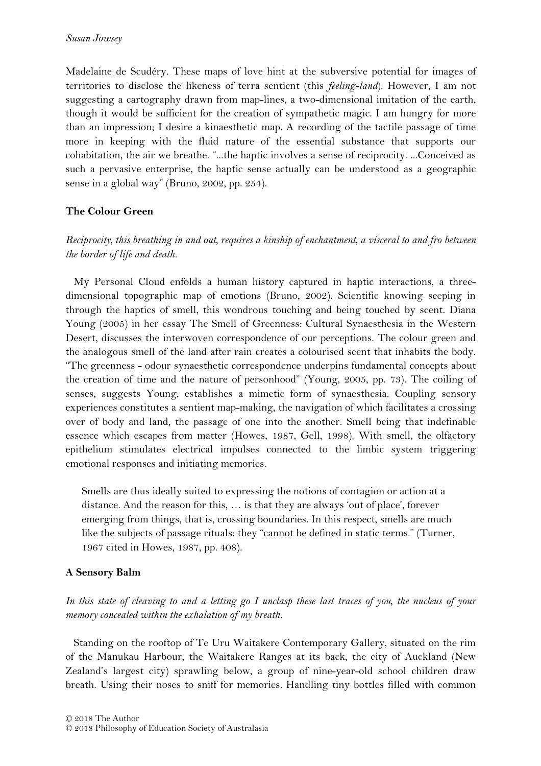Madelaine de Scudéry. These maps of love hint at the subversive potential for images of territories to disclose the likeness of terra sentient (this *feeling-land*). However, I am not suggesting a cartography drawn from map-lines, a two-dimensional imitation of the earth, though it would be sufficient for the creation of sympathetic magic. I am hungry for more than an impression; I desire a kinaesthetic map. A recording of the tactile passage of time more in keeping with the fluid nature of the essential substance that supports our cohabitation, the air we breathe. "...the haptic involves a sense of reciprocity. ...Conceived as such a pervasive enterprise, the haptic sense actually can be understood as a geographic sense in a global way" (Bruno, 2002, pp. 254).

## The Colour Green

*Reciprocity, this breathing in and out, requires a kinship of enchantment, a visceral to and fro between the border of life and death.*

My Personal Cloud enfolds a human history captured in haptic interactions, a three-dimensional topographic map of emotions (Bruno, 2002). Scientific knowing seeping in through the haptics of smell, this wondrous touching and being touched by scent. Diana Young (2005) in her essay The Smell of Greenness: Cultural Synaesthesia in the Western Desert, discusses the interwoven correspondence of our perceptions. The colour green and the analogous smell of the land after rain creates a colourised scent that inhabits the body. "The greenness - odour synaesthetic correspondence underpins fundamental concepts about the creation of time and the nature of personhood" (Young, 2005, pp. 73). The coiling of senses, suggests Young, establishes a mimetic form of synaesthesia. Coupling sensory experiences constitutes a sentient map-making, the navigation of which facilitates a crossing over of body and land, the passage of one into the another. Smell being that indefinable essence which escapes from matter (Howes, 1987, Gell, 1998). With smell, the olfactory epithelium stimulates electrical impulses connected to the limbic system triggering emotional responses and initiating memories.

> Smells are thus ideally suited to expressing the notions of contagion or action at a distance. And the reason for this, … is that they are always 'out of place', forever emerging from things, that is, crossing boundaries. In this respect, smells are much like the subjects of passage rituals: they "cannot be defined in static terms." (Turner, 1967 cited in Howes, 1987, pp. 408).

## A Sensory Balm

*In this state of cleaving to and a letting go I unclasp these last traces of you, the nucleus of your memory concealed within the exhalation of my breath.*

Standing on the rooftop of Te Uru Waitakere Contemporary Gallery, situated on the rim of the Manukau Harbour, the Waitakere Ranges at its back, the city of Auckland (New Zealand's largest city) sprawling below, a group of nine-year-old school children draw breath. Using their noses to sniff for memories. Handling tiny bottles filled with common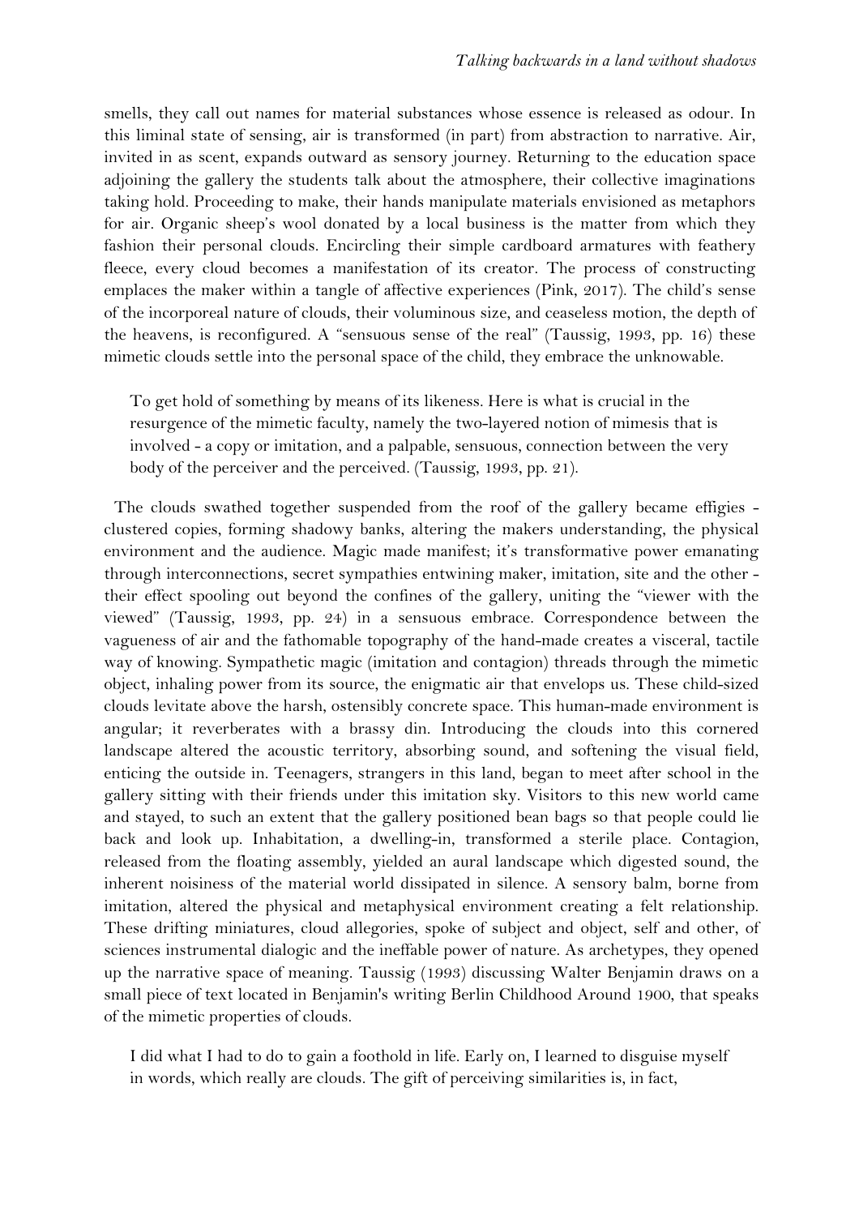smells, they call out names for material substances whose essence is released as odour. In this liminal state of sensing, air is transformed (in part) from abstraction to narrative. Air, invited in as scent, expands outward as sensory journey. Returning to the education space adjoining the gallery the students talk about the atmosphere, their collective imaginations taking hold. Proceeding to make, their hands manipulate materials envisioned as metaphors for air. Organic sheep's wool donated by a local business is the matter from which they fashion their personal clouds. Encircling their simple cardboard armatures with feathery fleece, every cloud becomes a manifestation of its creator. The process of constructing emplaces the maker within a tangle of affective experiences (Pink, 2017). The child's sense of the incorporeal nature of clouds, their voluminous size, and ceaseless motion, the depth of the heavens, is reconfigured. A "sensuous sense of the real" (Taussig, 1993, pp. 16) these mimetic clouds settle into the personal space of the child, they embrace the unknowable.

> To get hold of something by means of its likeness. Here is what is crucial in the resurgence of the mimetic faculty, namely the two-layered notion of mimesis that is involved - a copy or imitation, and a palpable, sensuous, connection between the very body of the perceiver and the perceived. (Taussig, 1993, pp. 21).

The clouds swathed together suspended from the roof of the gallery became effigies - clustered copies, forming shadowy banks, altering the makers understanding, the physical environment and the audience. Magic made manifest; it's transformative power emanating through interconnections, secret sympathies entwining maker, imitation, site and the other - their effect spooling out beyond the confines of the gallery, uniting the "viewer with the viewed" (Taussig, 1993, pp. 24) in a sensuous embrace. Correspondence between the vagueness of air and the fathomable topography of the hand-made creates a visceral, tactile way of knowing. Sympathetic magic (imitation and contagion) threads through the mimetic object, inhaling power from its source, the enigmatic air that envelops us. These child-sized clouds levitate above the harsh, ostensibly concrete space. This human-made environment is angular; it reverberates with a brassy din. Introducing the clouds into this cornered landscape altered the acoustic territory, absorbing sound, and softening the visual field, enticing the outside in. Teenagers, strangers in this land, began to meet after school in the gallery sitting with their friends under this imitation sky. Visitors to this new world came and stayed, to such an extent that the gallery positioned bean bags so that people could lie back and look up. Inhabitation, a dwelling-in, transformed a sterile place. Contagion, released from the floating assembly, yielded an aural landscape which digested sound, the inherent noisiness of the material world dissipated in silence. A sensory balm, borne from imitation, altered the physical and metaphysical environment creating a felt relationship. These drifting miniatures, cloud allegories, spoke of subject and object, self and other, of sciences instrumental dialogic and the ineffable power of nature. As archetypes, they opened up the narrative space of meaning. Taussig (1993) discussing Walter Benjamin draws on a small piece of text located in Benjamin's writing Berlin Childhood Around 1900, that speaks of the mimetic properties of clouds.

> I did what I had to do to gain a foothold in life. Early on, I learned to disguise myself in words, which really are clouds. The gift of perceiving similarities is, in fact,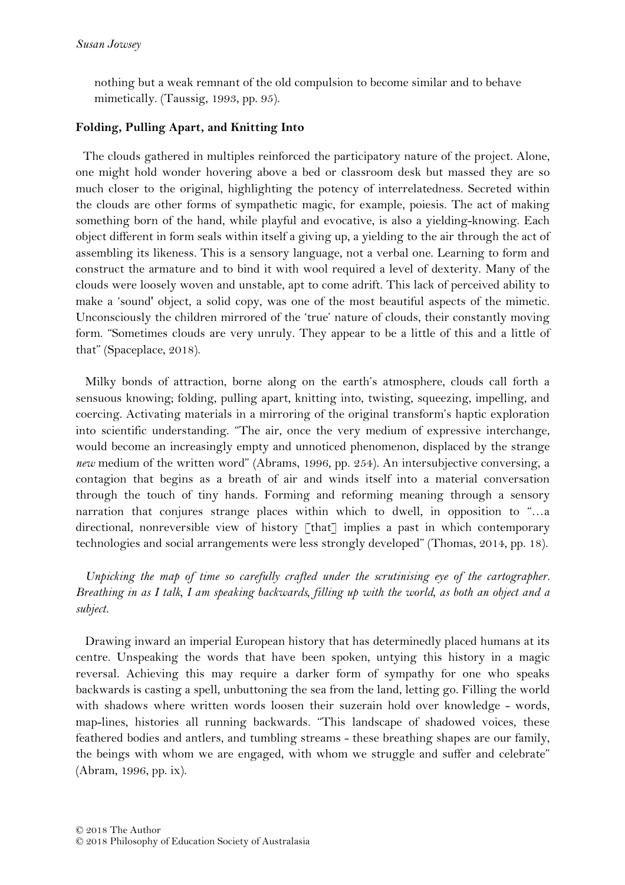nothing but a weak remnant of the old compulsion to become similar and to behave mimetically. (Taussig, 1993, pp. 95).

**Folding, Pulling Apart, and Knitting Into**

The clouds gathered in multiples reinforced the participatory nature of the project. Alone, one might hold wonder hovering above a bed or classroom desk but massed they are so much closer to the original, highlighting the potency of interrelatedness. Secreted within the clouds are other forms of sympathetic magic, for example, poiesis. The act of making something born of the hand, while playful and evocative, is also a yielding-knowing. Each object different in form seals within itself a giving up, a yielding to the air through the act of assembling its likeness. This is a sensory language, not a verbal one. Learning to form and construct the armature and to bind it with wool required a level of dexterity. Many of the clouds were loosely woven and unstable, apt to come adrift. This lack of perceived ability to make a 'sound' object, a solid copy, was one of the most beautiful aspects of the mimetic. Unconsciously the children mirrored of the 'true' nature of clouds, their constantly moving form. "Sometimes clouds are very unruly. They appear to be a little of this and a little of that" (Spaceplace, 2018).

Milky bonds of attraction, borne along on the earth's atmosphere, clouds call forth a sensuous knowing; folding, pulling apart, knitting into, twisting, squeezing, impelling, and coercing. Activating materials in a mirroring of the original transform's haptic exploration into scientific understanding. "The air, once the very medium of expressive interchange, would become an increasingly empty and unnoticed phenomenon, displaced by the strange *new* medium of the written word" (Abrams, 1996, pp. 254). An intersubjective conversing, a contagion that begins as a breath of air and winds itself into a material conversation through the touch of tiny hands. Forming and reforming meaning through a sensory narration that conjures strange places within which to dwell, in opposition to "…a directional, nonreversible view of history [that] implies a past in which contemporary technologies and social arrangements were less strongly developed" (Thomas, 2014, pp. 18).

*Unpicking the map of time so carefully crafted under the scrutinising eye of the cartographer. Breathing in as I talk, I am speaking backwards, filling up with the world, as both an object and a subject.*

Drawing inward an imperial European history that has determinedly placed humans at its centre. Unspeaking the words that have been spoken, untying this history in a magic reversal. Achieving this may require a darker form of sympathy for one who speaks backwards is casting a spell, unbuttoning the sea from the land, letting go. Filling the world with shadows where written words loosen their suzerain hold over knowledge - words, map-lines, histories all running backwards. "This landscape of shadowed voices, these feathered bodies and antlers, and tumbling streams - these breathing shapes are our family, the beings with whom we are engaged, with whom we struggle and suffer and celebrate" (Abram, 1996, pp. ix).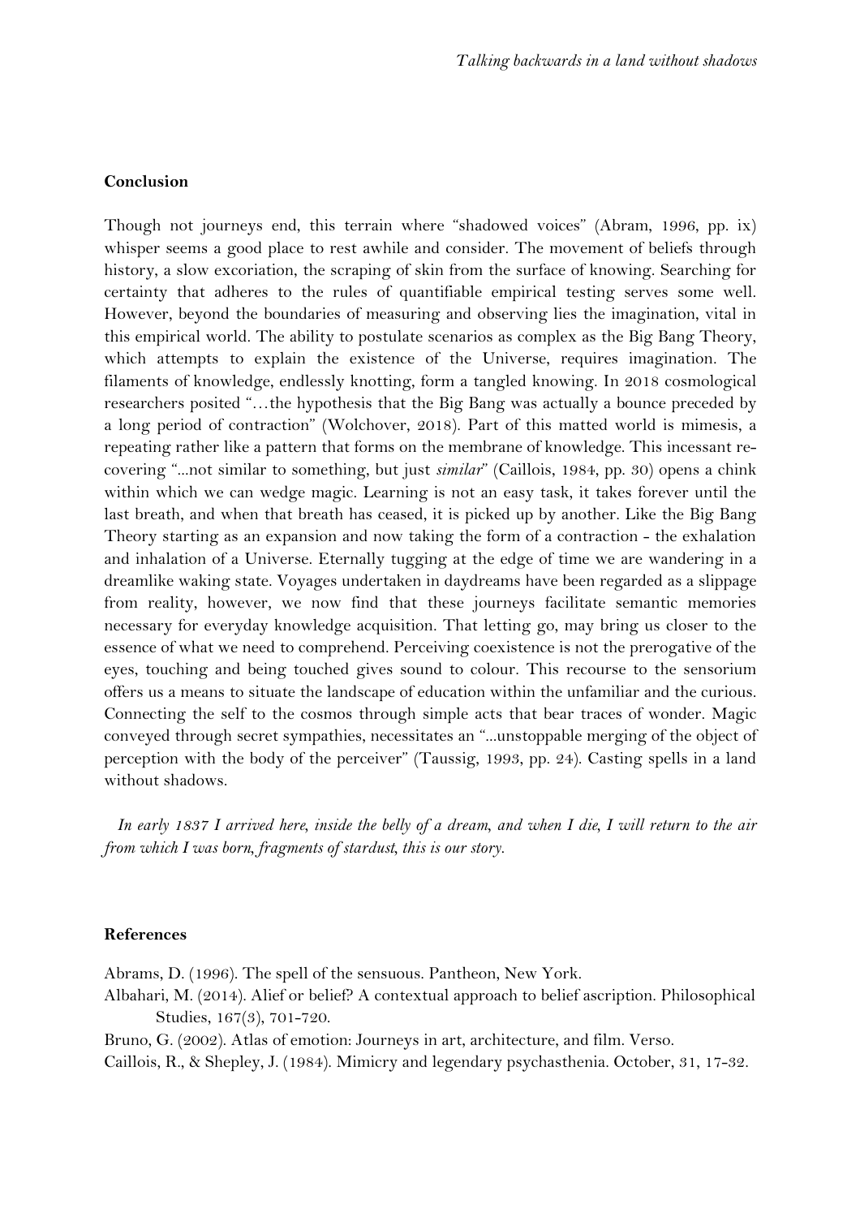**Conclusion**

Though not journeys end, this terrain where "shadowed voices" (Abram, 1996, pp. ix) whisper seems a good place to rest awhile and consider. The movement of beliefs through history, a slow excoriation, the scraping of skin from the surface of knowing. Searching for certainty that adheres to the rules of quantifiable empirical testing serves some well. However, beyond the boundaries of measuring and observing lies the imagination, vital in this empirical world. The ability to postulate scenarios as complex as the Big Bang Theory, which attempts to explain the existence of the Universe, requires imagination. The filaments of knowledge, endlessly knotting, form a tangled knowing. In 2018 cosmological researchers posited "…the hypothesis that the Big Bang was actually a bounce preceded by a long period of contraction" (Wolchover, 2018). Part of this matted world is mimesis, a repeating rather like a pattern that forms on the membrane of knowledge. This incessant re-covering "...not similar to something, but just *similar*" (Caillois, 1984, pp. 30) opens a chink within which we can wedge magic. Learning is not an easy task, it takes forever until the last breath, and when that breath has ceased, it is picked up by another. Like the Big Bang Theory starting as an expansion and now taking the form of a contraction - the exhalation and inhalation of a Universe. Eternally tugging at the edge of time we are wandering in a dreamlike waking state. Voyages undertaken in daydreams have been regarded as a slippage from reality, however, we now find that these journeys facilitate semantic memories necessary for everyday knowledge acquisition. That letting go, may bring us closer to the essence of what we need to comprehend. Perceiving coexistence is not the prerogative of the eyes, touching and being touched gives sound to colour. This recourse to the sensorium offers us a means to situate the landscape of education within the unfamiliar and the curious. Connecting the self to the cosmos through simple acts that bear traces of wonder. Magic conveyed through secret sympathies, necessitates an "...unstoppable merging of the object of perception with the body of the perceiver" (Taussig, 1993, pp. 24). Casting spells in a land without shadows.

*In early 1837 I arrived here, inside the belly of a dream, and when I die, I will return to the air from which I was born, fragments of stardust, this is our story.*

**References**

Abrams, D. (1996). The spell of the sensuous. Pantheon, New York.

Albahari, M. (2014). Alief or belief? A contextual approach to belief ascription. Philosophical Studies, 167(3), 701-720.

Bruno, G. (2002). Atlas of emotion: Journeys in art, architecture, and film. Verso.

Caillois, R., & Shepley, J. (1984). Mimicry and legendary psychasthenia. October, 31, 17-32.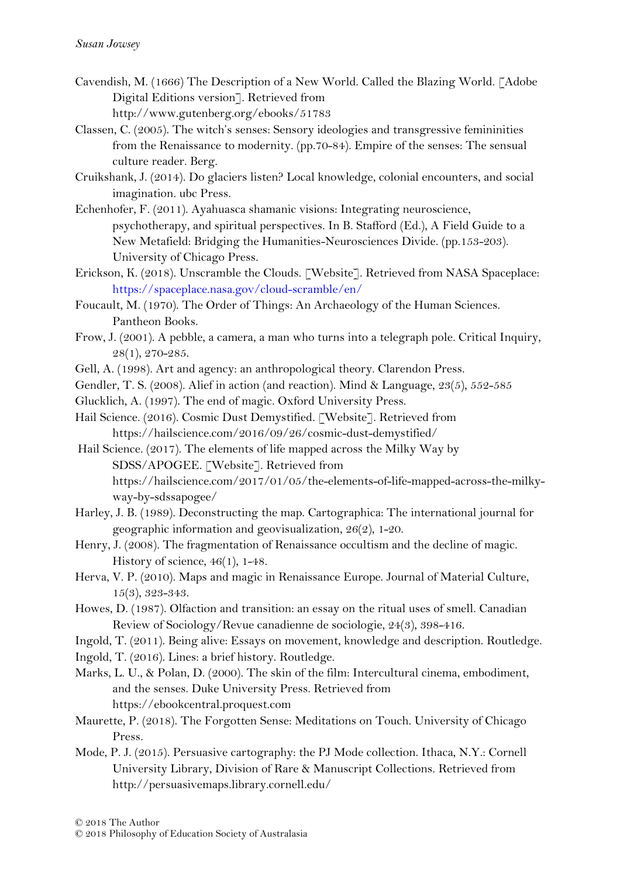Cavendish, M. (1666) The Description of a New World. Called the Blazing World. [Adobe Digital Editions version]. Retrieved from http://www.gutenberg.org/ebooks/51783

Classen, C. (2005). The witch's senses: Sensory ideologies and transgressive femininities from the Renaissance to modernity. (pp.70-84). Empire of the senses: The sensual culture reader. Berg.

Cruikshank, J. (2014). Do glaciers listen? Local knowledge, colonial encounters, and social imagination. ubc Press.

Echenhofer, F. (2011). Ayahuasca shamanic visions: Integrating neuroscience, psychotherapy, and spiritual perspectives. In B. Stafford (Ed.), A Field Guide to a New Metafield: Bridging the Humanities-Neurosciences Divide. (pp.153-203). University of Chicago Press.

Erickson, K. (2018). Unscramble the Clouds. [Website]. Retrieved from NASA Spaceplace: https://spaceplace.nasa.gov/cloud-scramble/en/

Foucault, M. (1970). The Order of Things: An Archaeology of the Human Sciences. Pantheon Books.

Frow, J. (2001). A pebble, a camera, a man who turns into a telegraph pole. Critical Inquiry, 28(1), 270-285.

Gell, A. (1998). Art and agency: an anthropological theory. Clarendon Press.

Gendler, T. S. (2008). Alief in action (and reaction). Mind & Language, 23(5), 552-585

Glucklich, A. (1997). The end of magic. Oxford University Press.

Hail Science. (2016). Cosmic Dust Demystified. [Website]. Retrieved from https://hailscience.com/2016/09/26/cosmic-dust-demystified/

Hail Science. (2017). The elements of life mapped across the Milky Way by SDSS/APOGEE. [Website]. Retrieved from https://hailscience.com/2017/01/05/the-elements-of-life-mapped-across-the-milky-way-by-sdssapogee/

Harley, J. B. (1989). Deconstructing the map. Cartographica: The international journal for geographic information and geovisualization, 26(2), 1-20.

Henry, J. (2008). The fragmentation of Renaissance occultism and the decline of magic. History of science, 46(1), 1-48.

Herva, V. P. (2010). Maps and magic in Renaissance Europe. Journal of Material Culture, 15(3), 323-343.

Howes, D. (1987). Olfaction and transition: an essay on the ritual uses of smell. Canadian Review of Sociology/Revue canadienne de sociologie, 24(3), 398-416.

Ingold, T. (2011). Being alive: Essays on movement, knowledge and description. Routledge.

Ingold, T. (2016). Lines: a brief history. Routledge.

Marks, L. U., & Polan, D. (2000). The skin of the film: Intercultural cinema, embodiment, and the senses. Duke University Press. Retrieved from https://ebookcentral.proquest.com

Maurette, P. (2018). The Forgotten Sense: Meditations on Touch. University of Chicago Press.

Mode, P. J. (2015). Persuasive cartography: the PJ Mode collection. Ithaca, N.Y.: Cornell University Library, Division of Rare & Manuscript Collections. Retrieved from http://persuasivemaps.library.cornell.edu/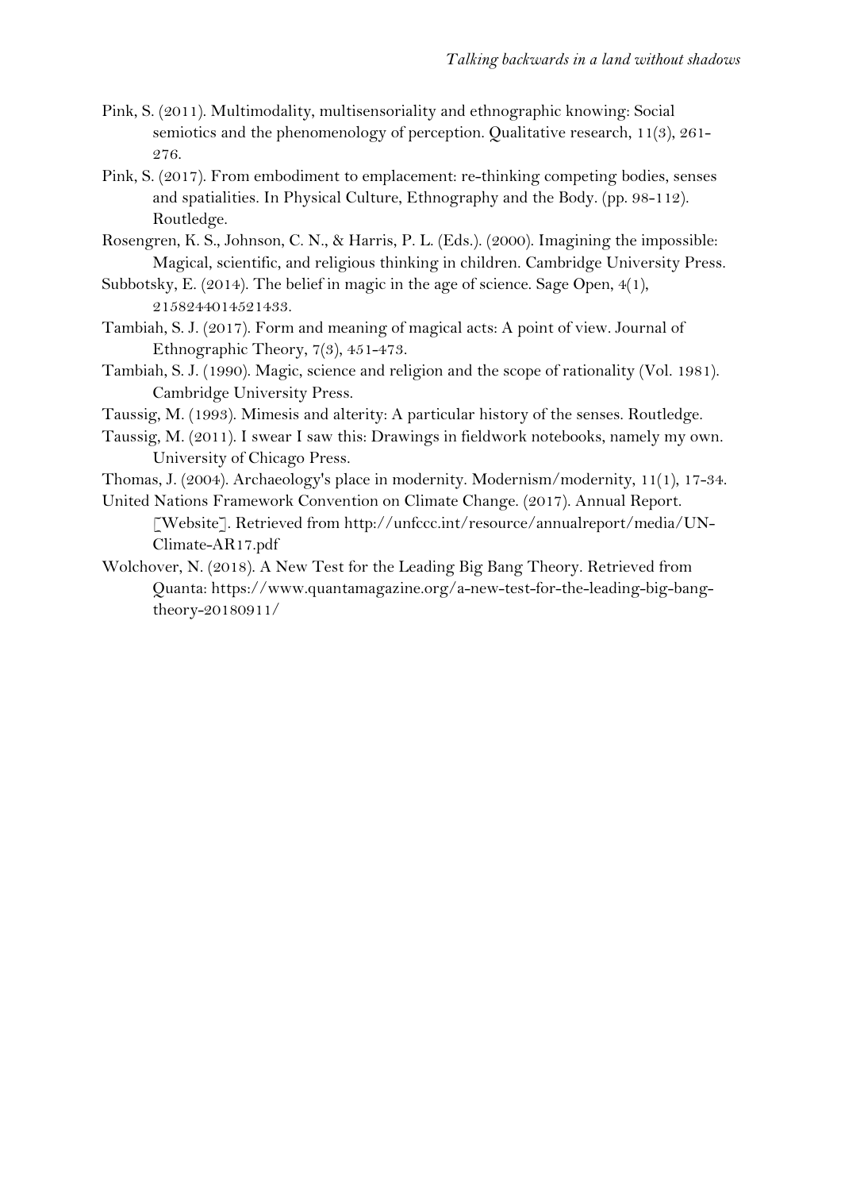Pink, S. (2011). Multimodality, multisensoriality and ethnographic knowing: Social semiotics and the phenomenology of perception. Qualitative research, 11(3), 261-276.

Pink, S. (2017). From embodiment to emplacement: re-thinking competing bodies, senses and spatialities. In Physical Culture, Ethnography and the Body. (pp. 98-112). Routledge.

Rosengren, K. S., Johnson, C. N., & Harris, P. L. (Eds.). (2000). Imagining the impossible: Magical, scientific, and religious thinking in children. Cambridge University Press.

Subbotsky, E. (2014). The belief in magic in the age of science. Sage Open, 4(1), 2158244014521433.

Tambiah, S. J. (2017). Form and meaning of magical acts: A point of view. Journal of Ethnographic Theory, 7(3), 451-473.

Tambiah, S. J. (1990). Magic, science and religion and the scope of rationality (Vol. 1981). Cambridge University Press.

Taussig, M. (1993). Mimesis and alterity: A particular history of the senses. Routledge.

Taussig, M. (2011). I swear I saw this: Drawings in fieldwork notebooks, namely my own. University of Chicago Press.

Thomas, J. (2004). Archaeology's place in modernity. Modernism/modernity, 11(1), 17-34.

United Nations Framework Convention on Climate Change. (2017). Annual Report. [Website]. Retrieved from http://unfccc.int/resource/annualreport/media/UN-Climate-AR17.pdf

Wolchover, N. (2018). A New Test for the Leading Big Bang Theory. Retrieved from Quanta: https://www.quantamagazine.org/a-new-test-for-the-leading-big-bang-theory-20180911/